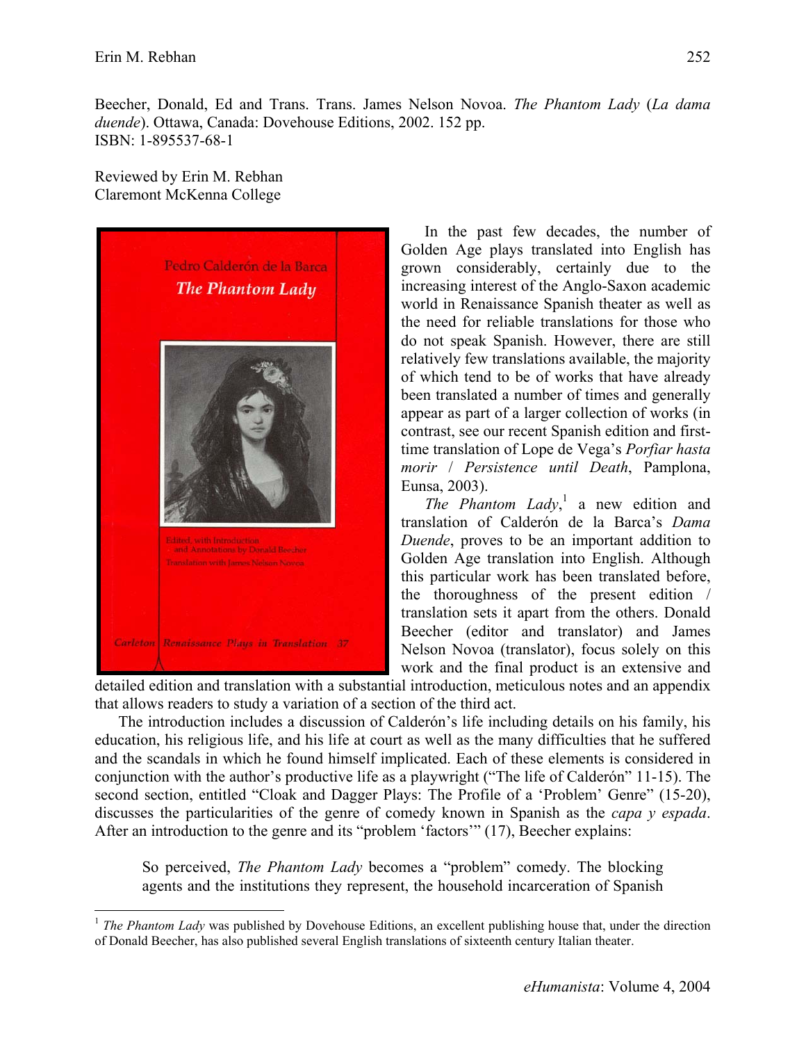Beecher, Donald, Ed and Trans. Trans. James Nelson Novoa. *The Phantom Lady* (*La dama duende*). Ottawa, Canada: Dovehouse Editions, 2002. 152 pp.
ISBN: 1-895537-68-1

Reviewed by Erin M. Rebhan
Claremont McKenna College

In the past few decades, the number of Golden Age plays translated into English has grown considerably, certainly due to the increasing interest of the Anglo-Saxon academic world in Renaissance Spanish theater as well as the need for reliable translations for those who do not speak Spanish. However, there are still relatively few translations available, the majority of which tend to be of works that have already been translated a number of times and generally appear as part of a larger collection of works (in contrast, see our recent Spanish edition and first-time translation of Lope de Vega's *Porfiar hasta morir* / *Persistence until Death*, Pamplona, Eunsa, 2003).

*The Phantom Lady*,[1] a new edition and translation of Calderón de la Barca's *Dama Duende*, proves to be an important addition to Golden Age translation into English. Although this particular work has been translated before, the thoroughness of the present edition / translation sets it apart from the others. Donald Beecher (editor and translator) and James Nelson Novoa (translator), focus solely on this work and the final product is an extensive and detailed edition and translation with a substantial introduction, meticulous notes and an appendix that allows readers to study a variation of a section of the third act.

The introduction includes a discussion of Calderón's life including details on his family, his education, his religious life, and his life at court as well as the many difficulties that he suffered and the scandals in which he found himself implicated. Each of these elements is considered in conjunction with the author's productive life as a playwright ("The life of Calderón" 11-15). The second section, entitled "Cloak and Dagger Plays: The Profile of a 'Problem' Genre" (15-20), discusses the particularities of the genre of comedy known in Spanish as the *capa y espada*. After an introduction to the genre and its "problem 'factors'" (17), Beecher explains:

> So perceived, *The Phantom Lady* becomes a "problem" comedy. The blocking agents and the institutions they represent, the household incarceration of Spanish

[1] *The Phantom Lady* was published by Dovehouse Editions, an excellent publishing house that, under the direction of Donald Beecher, has also published several English translations of sixteenth century Italian theater.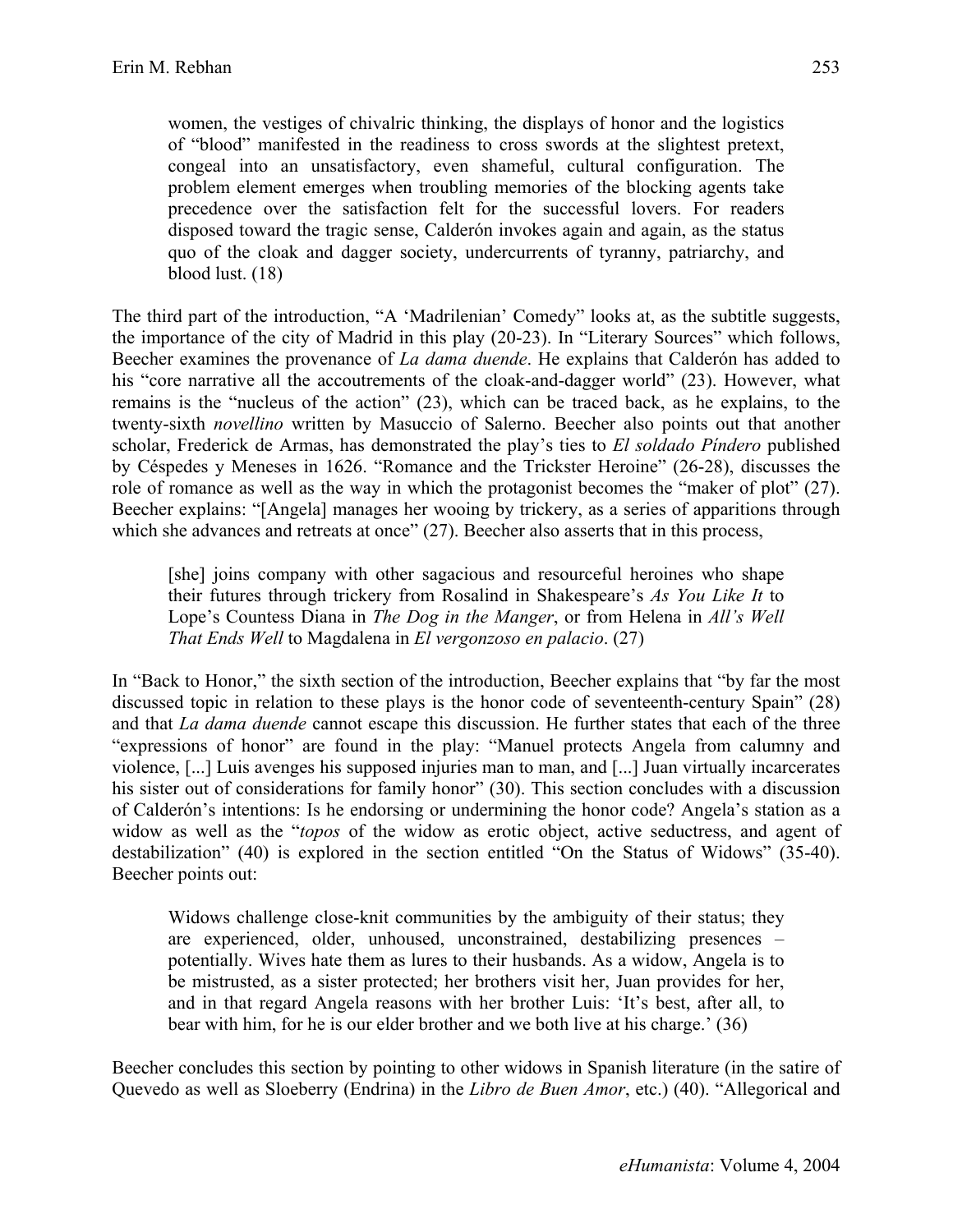> women, the vestiges of chivalric thinking, the displays of honor and the logistics of "blood" manifested in the readiness to cross swords at the slightest pretext, congeal into an unsatisfactory, even shameful, cultural configuration. The problem element emerges when troubling memories of the blocking agents take precedence over the satisfaction felt for the successful lovers. For readers disposed toward the tragic sense, Calderón invokes again and again, as the status quo of the cloak and dagger society, undercurrents of tyranny, patriarchy, and blood lust. (18)

The third part of the introduction, "A 'Madrilenian' Comedy" looks at, as the subtitle suggests, the importance of the city of Madrid in this play (20-23). In "Literary Sources" which follows, Beecher examines the provenance of *La dama duende*. He explains that Calderón has added to his "core narrative all the accoutrements of the cloak-and-dagger world" (23). However, what remains is the "nucleus of the action" (23), which can be traced back, as he explains, to the twenty-sixth *novellino* written by Masuccio of Salerno. Beecher also points out that another scholar, Frederick de Armas, has demonstrated the play's ties to *El soldado Píndero* published by Céspedes y Meneses in 1626. "Romance and the Trickster Heroine" (26-28), discusses the role of romance as well as the way in which the protagonist becomes the "maker of plot" (27). Beecher explains: "[Angela] manages her wooing by trickery, as a series of apparitions through which she advances and retreats at once" (27). Beecher also asserts that in this process,

> [she] joins company with other sagacious and resourceful heroines who shape their futures through trickery from Rosalind in Shakespeare's *As You Like It* to Lope's Countess Diana in *The Dog in the Manger*, or from Helena in *All's Well That Ends Well* to Magdalena in *El vergonzoso en palacio*. (27)

In "Back to Honor," the sixth section of the introduction, Beecher explains that "by far the most discussed topic in relation to these plays is the honor code of seventeenth-century Spain" (28) and that *La dama duende* cannot escape this discussion. He further states that each of the three "expressions of honor" are found in the play: "Manuel protects Angela from calumny and violence, [...] Luis avenges his supposed injuries man to man, and [...] Juan virtually incarcerates his sister out of considerations for family honor" (30). This section concludes with a discussion of Calderón's intentions: Is he endorsing or undermining the honor code? Angela's station as a widow as well as the "*topos* of the widow as erotic object, active seductress, and agent of destabilization" (40) is explored in the section entitled "On the Status of Widows" (35-40). Beecher points out:

> Widows challenge close-knit communities by the ambiguity of their status; they are experienced, older, unhoused, unconstrained, destabilizing presences – potentially. Wives hate them as lures to their husbands. As a widow, Angela is to be mistrusted, as a sister protected; her brothers visit her, Juan provides for her, and in that regard Angela reasons with her brother Luis: 'It's best, after all, to bear with him, for he is our elder brother and we both live at his charge.' (36)

Beecher concludes this section by pointing to other widows in Spanish literature (in the satire of Quevedo as well as Sloeberry (Endrina) in the *Libro de Buen Amor*, etc.) (40). "Allegorical and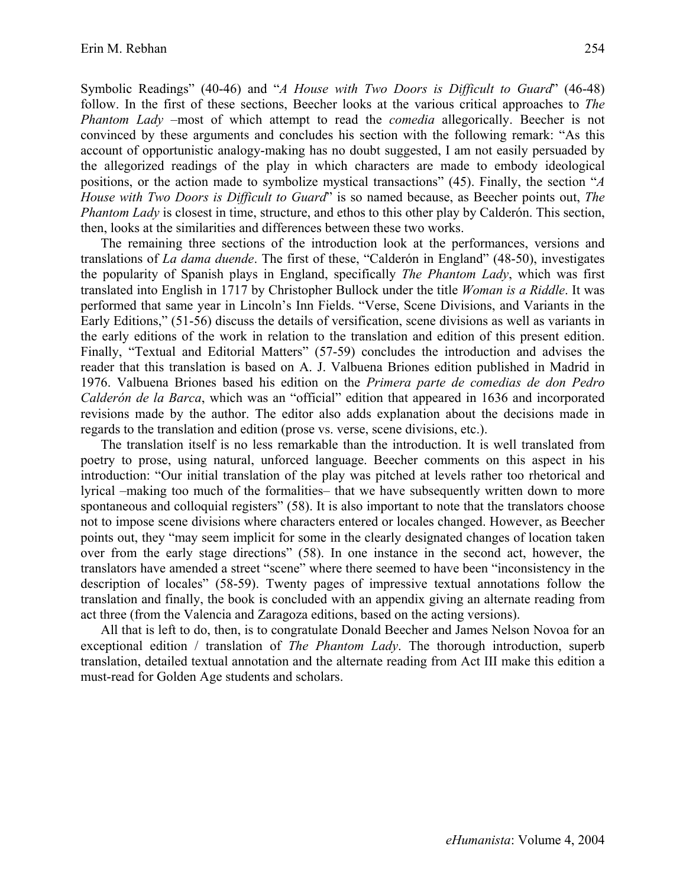Symbolic Readings" (40-46) and "*A House with Two Doors is Difficult to Guard*" (46-48) follow. In the first of these sections, Beecher looks at the various critical approaches to *The Phantom Lady* –most of which attempt to read the *comedia* allegorically. Beecher is not convinced by these arguments and concludes his section with the following remark: "As this account of opportunistic analogy-making has no doubt suggested, I am not easily persuaded by the allegorized readings of the play in which characters are made to embody ideological positions, or the action made to symbolize mystical transactions" (45). Finally, the section "*A House with Two Doors is Difficult to Guard*" is so named because, as Beecher points out, *The Phantom Lady* is closest in time, structure, and ethos to this other play by Calderón. This section, then, looks at the similarities and differences between these two works.

The remaining three sections of the introduction look at the performances, versions and translations of *La dama duende*. The first of these, "Calderón in England" (48-50), investigates the popularity of Spanish plays in England, specifically *The Phantom Lady*, which was first translated into English in 1717 by Christopher Bullock under the title *Woman is a Riddle*. It was performed that same year in Lincoln's Inn Fields. "Verse, Scene Divisions, and Variants in the Early Editions," (51-56) discuss the details of versification, scene divisions as well as variants in the early editions of the work in relation to the translation and edition of this present edition. Finally, "Textual and Editorial Matters" (57-59) concludes the introduction and advises the reader that this translation is based on A. J. Valbuena Briones edition published in Madrid in 1976. Valbuena Briones based his edition on the *Primera parte de comedias de don Pedro Calderón de la Barca*, which was an "official" edition that appeared in 1636 and incorporated revisions made by the author. The editor also adds explanation about the decisions made in regards to the translation and edition (prose vs. verse, scene divisions, etc.).

The translation itself is no less remarkable than the introduction. It is well translated from poetry to prose, using natural, unforced language. Beecher comments on this aspect in his introduction: "Our initial translation of the play was pitched at levels rather too rhetorical and lyrical –making too much of the formalities– that we have subsequently written down to more spontaneous and colloquial registers" (58). It is also important to note that the translators choose not to impose scene divisions where characters entered or locales changed. However, as Beecher points out, they "may seem implicit for some in the clearly designated changes of location taken over from the early stage directions" (58). In one instance in the second act, however, the translators have amended a street "scene" where there seemed to have been "inconsistency in the description of locales" (58-59). Twenty pages of impressive textual annotations follow the translation and finally, the book is concluded with an appendix giving an alternate reading from act three (from the Valencia and Zaragoza editions, based on the acting versions).

All that is left to do, then, is to congratulate Donald Beecher and James Nelson Novoa for an exceptional edition / translation of *The Phantom Lady*. The thorough introduction, superb translation, detailed textual annotation and the alternate reading from Act III make this edition a must-read for Golden Age students and scholars.